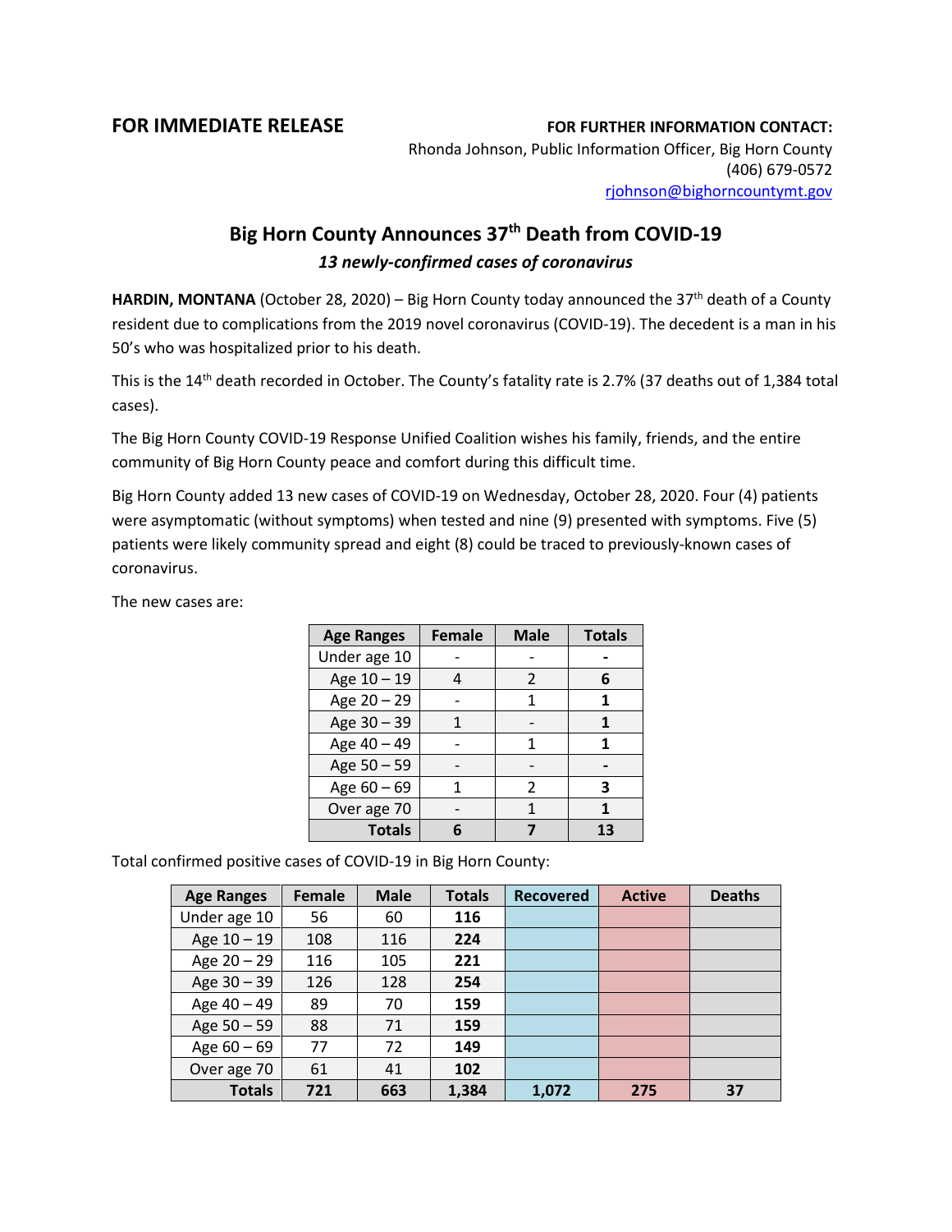**FOR IMMEDIATE RELEASE**

**FOR FURTHER INFORMATION CONTACT:**
Rhonda Johnson, Public Information Officer, Big Horn County
(406) 679-0572
rjohnson@bighorncountymt.gov

## Big Horn County Announces 37th Death from COVID-19

***13 newly-confirmed cases of coronavirus***

**HARDIN, MONTANA** (October 28, 2020) – Big Horn County today announced the 37th death of a County resident due to complications from the 2019 novel coronavirus (COVID-19). The decedent is a man in his 50's who was hospitalized prior to his death.

This is the 14th death recorded in October. The County's fatality rate is 2.7% (37 deaths out of 1,384 total cases).

The Big Horn County COVID-19 Response Unified Coalition wishes his family, friends, and the entire community of Big Horn County peace and comfort during this difficult time.

Big Horn County added 13 new cases of COVID-19 on Wednesday, October 28, 2020. Four (4) patients were asymptomatic (without symptoms) when tested and nine (9) presented with symptoms. Five (5) patients were likely community spread and eight (8) could be traced to previously-known cases of coronavirus.

The new cases are:

| Age Ranges | Female | Male | Totals |
|---|---|---|---|
| Under age 10 | - | - | **-** |
| Age 10 – 19 | 4 | 2 | **6** |
| Age 20 – 29 | - | 1 | **1** |
| Age 30 – 39 | 1 | - | **1** |
| Age 40 – 49 | - | 1 | **1** |
| Age 50 – 59 | - | - | **-** |
| Age 60 – 69 | 1 | 2 | **3** |
| Over age 70 | - | 1 | **1** |
| **Totals** | **6** | **7** | **13** |

Total confirmed positive cases of COVID-19 in Big Horn County:

| Age Ranges | Female | Male | Totals | Recovered | Active | Deaths |
|---|---|---|---|---|---|---|
| Under age 10 | 56 | 60 | **116** | | | |
| Age 10 – 19 | 108 | 116 | **224** | | | |
| Age 20 – 29 | 116 | 105 | **221** | | | |
| Age 30 – 39 | 126 | 128 | **254** | | | |
| Age 40 – 49 | 89 | 70 | **159** | | | |
| Age 50 – 59 | 88 | 71 | **159** | | | |
| Age 60 – 69 | 77 | 72 | **149** | | | |
| Over age 70 | 61 | 41 | **102** | | | |
| **Totals** | **721** | **663** | **1,384** | **1,072** | **275** | **37** |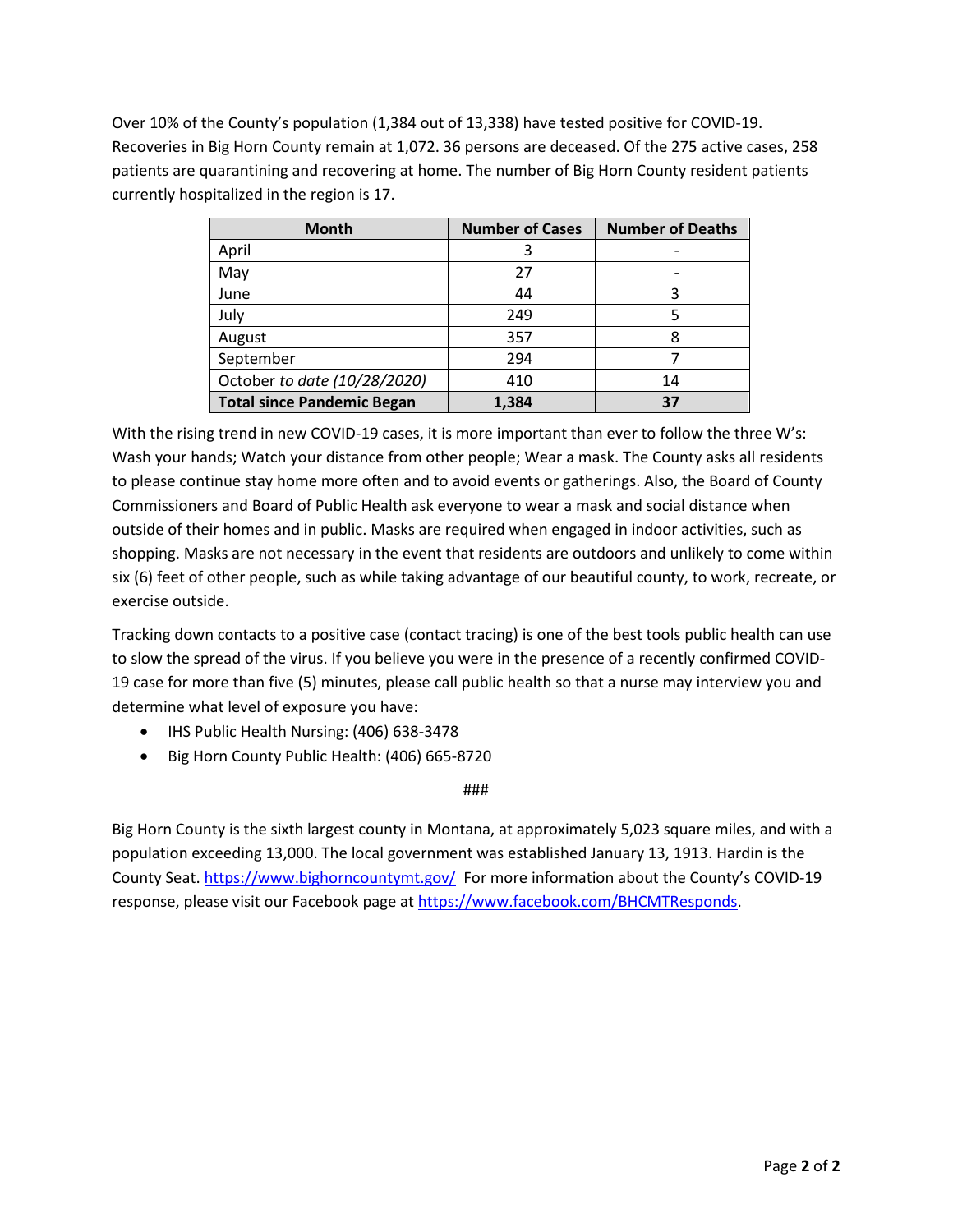Over 10% of the County's population (1,384 out of 13,338) have tested positive for COVID-19. Recoveries in Big Horn County remain at 1,072. 36 persons are deceased. Of the 275 active cases, 258 patients are quarantining and recovering at home. The number of Big Horn County resident patients currently hospitalized in the region is 17.

| Month | Number of Cases | Number of Deaths |
|---|---|---|
| April | 3 | - |
| May | 27 | - |
| June | 44 | 3 |
| July | 249 | 5 |
| August | 357 | 8 |
| September | 294 | 7 |
| October *to date (10/28/2020)* | 410 | 14 |
| **Total since Pandemic Began** | **1,384** | **37** |

With the rising trend in new COVID-19 cases, it is more important than ever to follow the three W's: Wash your hands; Watch your distance from other people; Wear a mask. The County asks all residents to please continue stay home more often and to avoid events or gatherings. Also, the Board of County Commissioners and Board of Public Health ask everyone to wear a mask and social distance when outside of their homes and in public. Masks are required when engaged in indoor activities, such as shopping. Masks are not necessary in the event that residents are outdoors and unlikely to come within six (6) feet of other people, such as while taking advantage of our beautiful county, to work, recreate, or exercise outside.

Tracking down contacts to a positive case (contact tracing) is one of the best tools public health can use to slow the spread of the virus. If you believe you were in the presence of a recently confirmed COVID-19 case for more than five (5) minutes, please call public health so that a nurse may interview you and determine what level of exposure you have:

- IHS Public Health Nursing: (406) 638-3478
- Big Horn County Public Health: (406) 665-8720

###

Big Horn County is the sixth largest county in Montana, at approximately 5,023 square miles, and with a population exceeding 13,000. The local government was established January 13, 1913. Hardin is the County Seat. https://www.bighorncountymt.gov/ For more information about the County's COVID-19 response, please visit our Facebook page at https://www.facebook.com/BHCMTResponds.